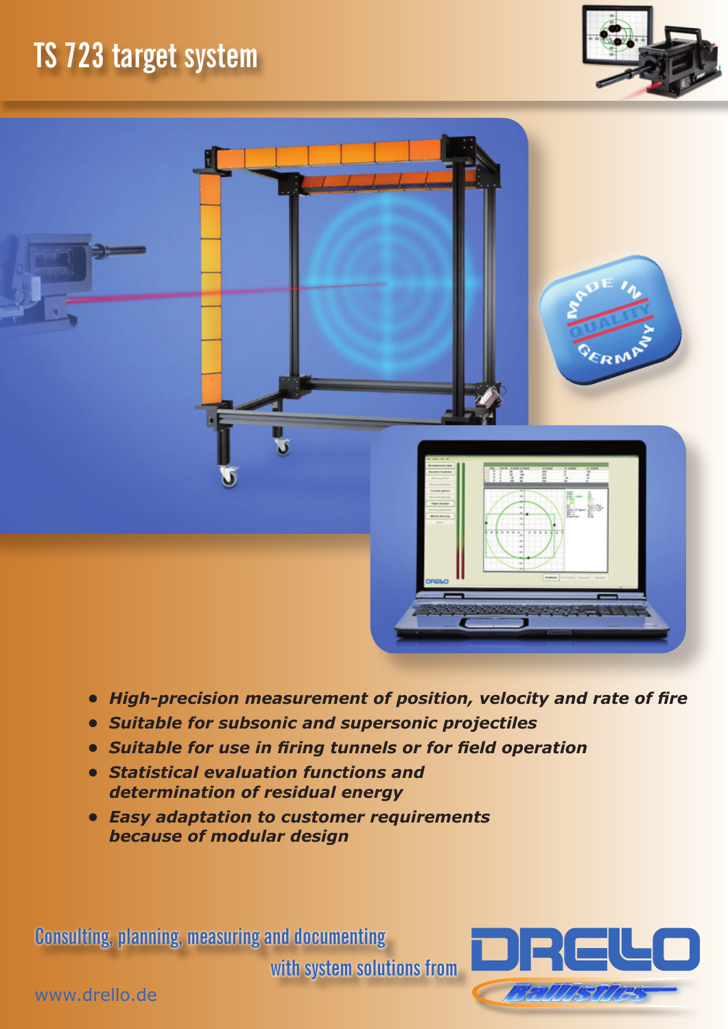# TS 723 target system

- ***High-precision measurement of position, velocity and rate of fire***
- ***Suitable for subsonic and supersonic projectiles***
- ***Suitable for use in firing tunnels or for field operation***
- ***Statistical evaluation functions and determination of residual energy***
- ***Easy adaptation to customer requirements because of modular design***

Consulting, planning, measuring and documenting with system solutions from

DRELLO Ballistics

www.drello.de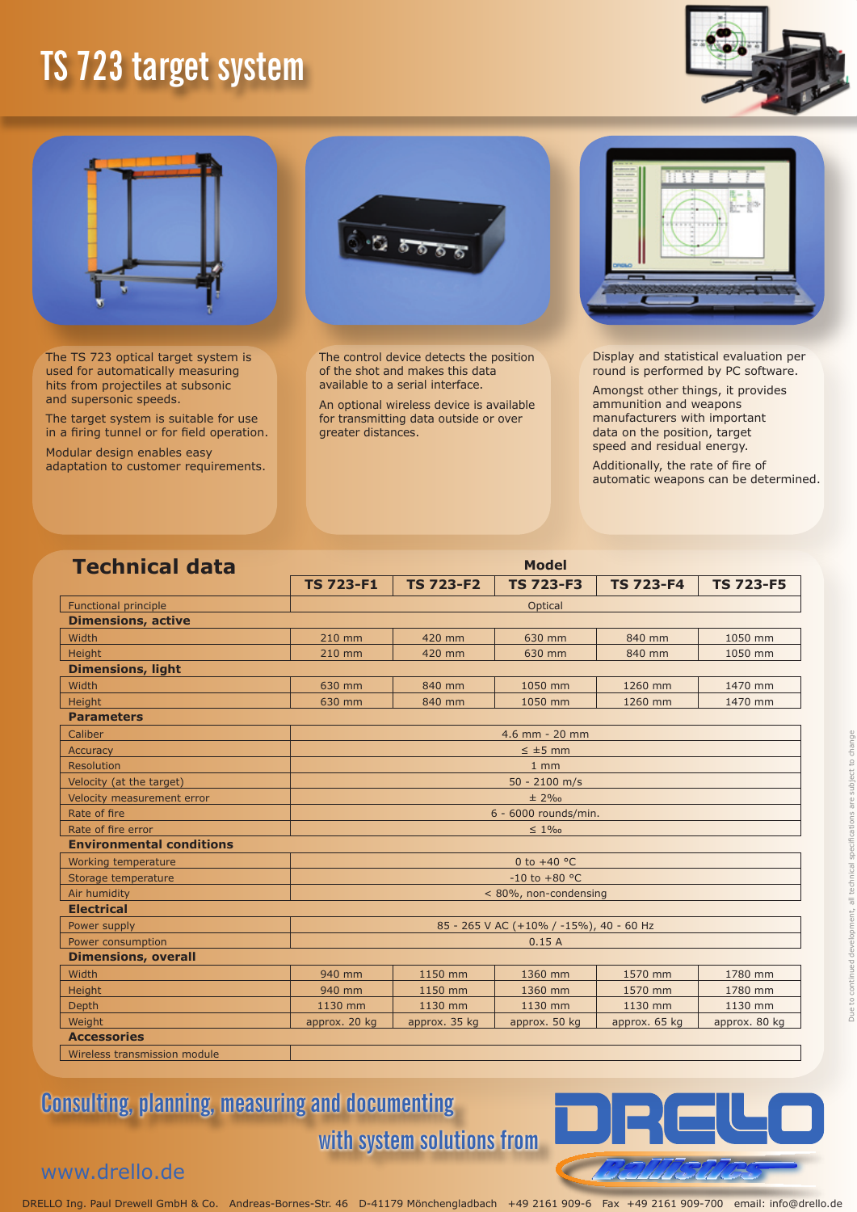# TS 723 target system

The TS 723 optical target system is used for automatically measuring hits from projectiles at subsonic and supersonic speeds.

The target system is suitable for use in a firing tunnel or for field operation.

Modular design enables easy adaptation to customer requirements.

The control device detects the position of the shot and makes this data available to a serial interface.

An optional wireless device is available for transmitting data outside or over greater distances.

Display and statistical evaluation per round is performed by PC software.

Amongst other things, it provides ammunition and weapons manufacturers with important data on the position, target speed and residual energy.

Additionally, the rate of fire of automatic weapons can be determined.

## Technical data

| | Model | | | | |
|---|---|---|---|---|---|
| | TS 723-F1 | TS 723-F2 | TS 723-F3 | TS 723-F4 | TS 723-F5 |
| Functional principle | Optical | | | | |
| **Dimensions, active** | | | | | |
| Width | 210 mm | 420 mm | 630 mm | 840 mm | 1050 mm |
| Height | 210 mm | 420 mm | 630 mm | 840 mm | 1050 mm |
| **Dimensions, light** | | | | | |
| Width | 630 mm | 840 mm | 1050 mm | 1260 mm | 1470 mm |
| Height | 630 mm | 840 mm | 1050 mm | 1260 mm | 1470 mm |
| **Parameters** | | | | | |
| Caliber | 4.6 mm - 20 mm | | | | |
| Accuracy | ≤ ±5 mm | | | | |
| Resolution | 1 mm | | | | |
| Velocity (at the target) | 50 - 2100 m/s | | | | |
| Velocity measurement error | ± 2‰ | | | | |
| Rate of fire | 6 - 6000 rounds/min. | | | | |
| Rate of fire error | ≤ 1‰ | | | | |
| **Environmental conditions** | | | | | |
| Working temperature | 0 to +40 °C | | | | |
| Storage temperature | -10 to +80 °C | | | | |
| Air humidity | < 80%, non-condensing | | | | |
| **Electrical** | | | | | |
| Power supply | 85 - 265 V AC (+10% / -15%), 40 - 60 Hz | | | | |
| Power consumption | 0.15 A | | | | |
| **Dimensions, overall** | | | | | |
| Width | 940 mm | 1150 mm | 1360 mm | 1570 mm | 1780 mm |
| Height | 940 mm | 1150 mm | 1360 mm | 1570 mm | 1780 mm |
| Depth | 1130 mm | 1130 mm | 1130 mm | 1130 mm | 1130 mm |
| Weight | approx. 20 kg | approx. 35 kg | approx. 50 kg | approx. 65 kg | approx. 80 kg |
| **Accessories** | | | | | |
| Wireless transmission module | | | | | |

Due to continued development, all technical specifications are subject to change

**Consulting, planning, measuring and documenting with system solutions from**

DRELLO Ballistics

www.drello.de

DRELLO Ing. Paul Drewell GmbH & Co. Andreas-Bornes-Str. 46 D-41179 Mönchengladbach +49 2161 909-6 Fax +49 2161 909-700 email: info@drello.de